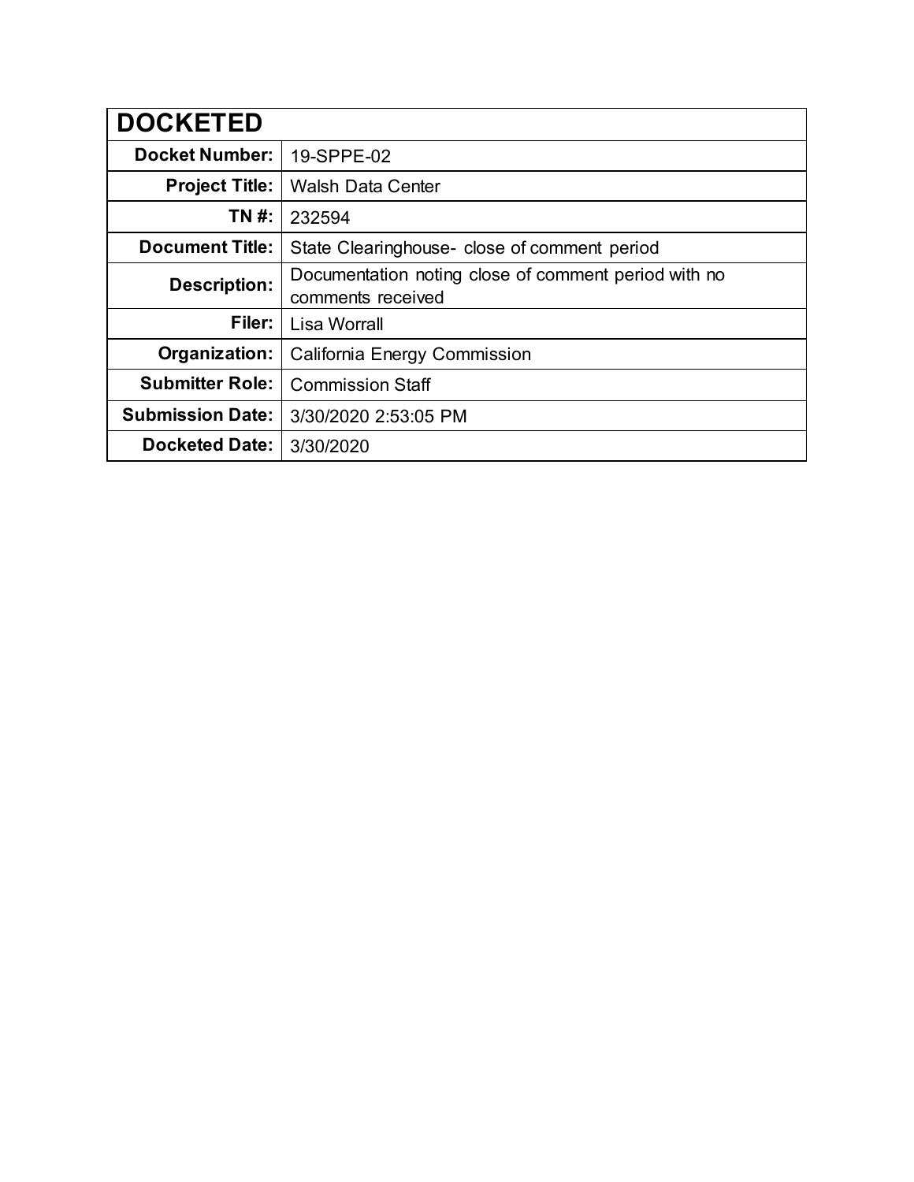| DOCKETED | |
|---|---|
| **Docket Number:** | 19-SPPE-02 |
| **Project Title:** | Walsh Data Center |
| **TN #:** | 232594 |
| **Document Title:** | State Clearinghouse- close of comment period |
| **Description:** | Documentation noting close of comment period with no comments received |
| **Filer:** | Lisa Worrall |
| **Organization:** | California Energy Commission |
| **Submitter Role:** | Commission Staff |
| **Submission Date:** | 3/30/2020 2:53:05 PM |
| **Docketed Date:** | 3/30/2020 |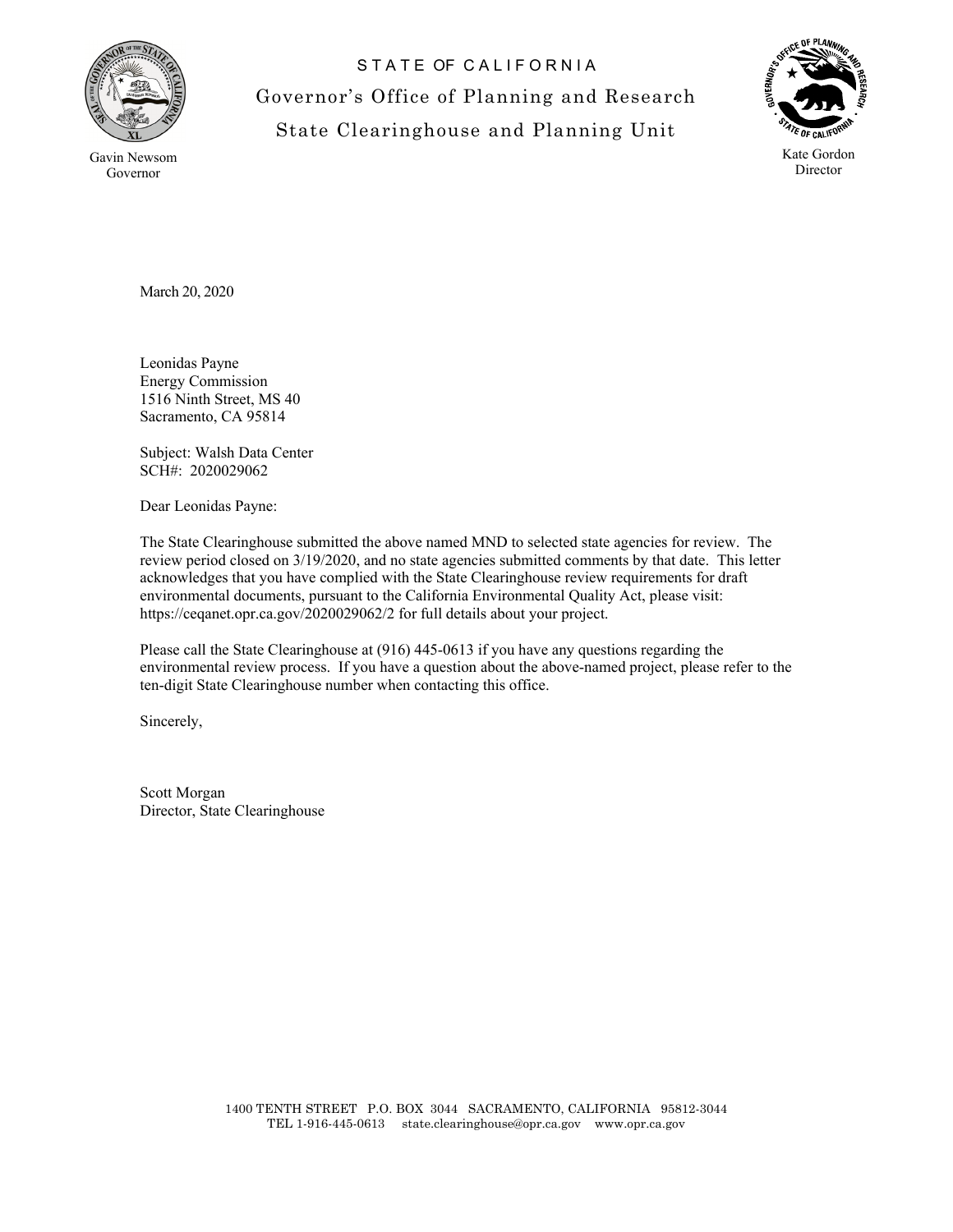STATE OF CALIFORNIA

Governor's Office of Planning and Research

State Clearinghouse and Planning Unit

Gavin Newsom
Governor

Kate Gordon
Director

March 20, 2020

Leonidas Payne
Energy Commission
1516 Ninth Street, MS 40
Sacramento, CA 95814

Subject: Walsh Data Center
SCH#: 2020029062

Dear Leonidas Payne:

The State Clearinghouse submitted the above named MND to selected state agencies for review. The review period closed on 3/19/2020, and no state agencies submitted comments by that date. This letter acknowledges that you have complied with the State Clearinghouse review requirements for draft environmental documents, pursuant to the California Environmental Quality Act, please visit: https://ceqanet.opr.ca.gov/2020029062/2 for full details about your project.

Please call the State Clearinghouse at (916) 445-0613 if you have any questions regarding the environmental review process. If you have a question about the above-named project, please refer to the ten-digit State Clearinghouse number when contacting this office.

Sincerely,

Scott Morgan
Director, State Clearinghouse

1400 TENTH STREET P.O. BOX 3044 SACRAMENTO, CALIFORNIA 95812-3044
TEL 1-916-445-0613 state.clearinghouse@opr.ca.gov www.opr.ca.gov